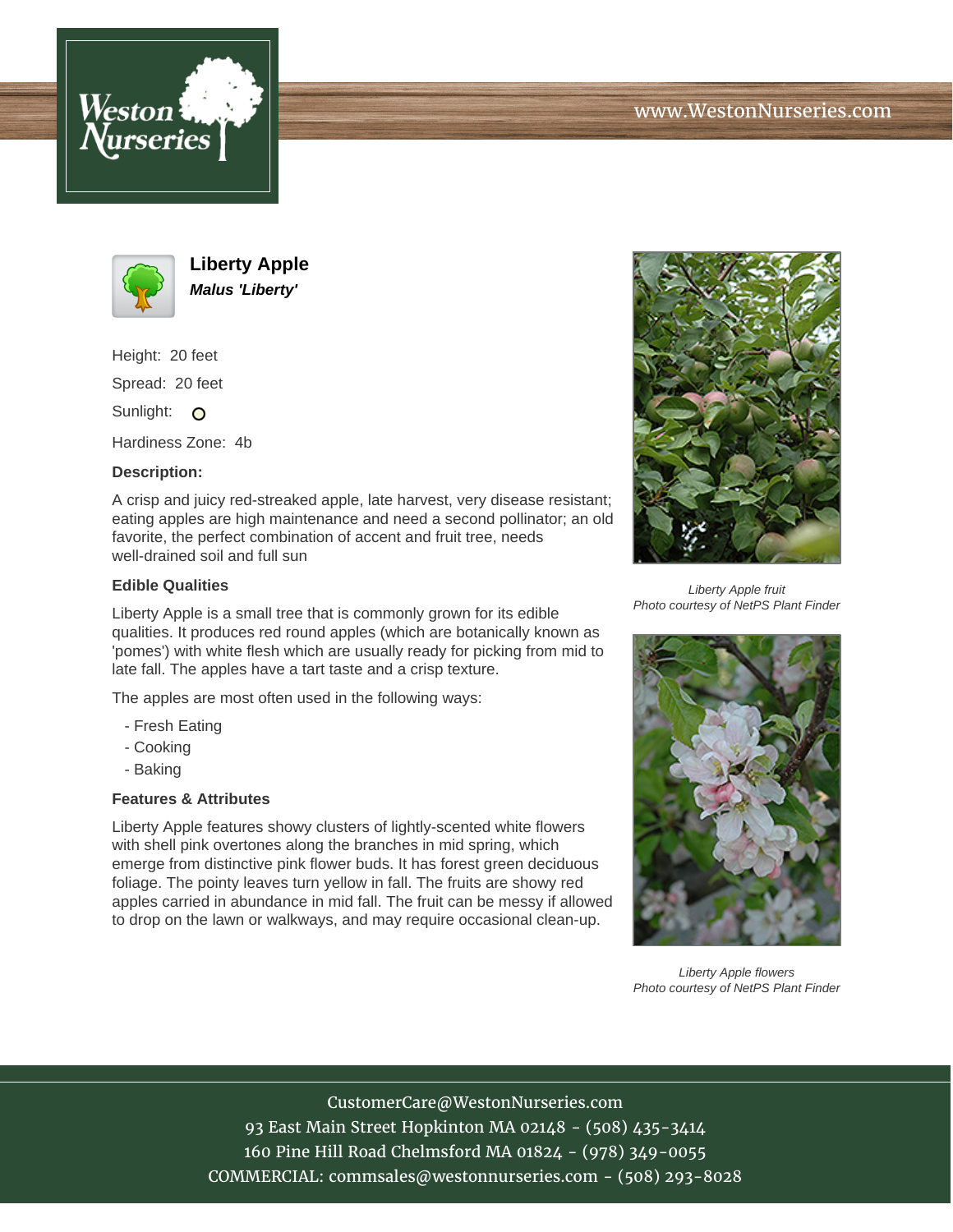# Liberty Apple

***Malus 'Liberty'***

Height: 20 feet

Spread: 20 feet

Sunlight: O

Hardiness Zone: 4b

**Description:**

A crisp and juicy red-streaked apple, late harvest, very disease resistant; eating apples are high maintenance and need a second pollinator; an old favorite, the perfect combination of accent and fruit tree, needs well-drained soil and full sun

## Edible Qualities

Liberty Apple is a small tree that is commonly grown for its edible qualities. It produces red round apples (which are botanically known as 'pomes') with white flesh which are usually ready for picking from mid to late fall. The apples have a tart taste and a crisp texture.

The apples are most often used in the following ways:

- Fresh Eating
- Cooking
- Baking

## Features & Attributes

Liberty Apple features showy clusters of lightly-scented white flowers with shell pink overtones along the branches in mid spring, which emerge from distinctive pink flower buds. It has forest green deciduous foliage. The pointy leaves turn yellow in fall. The fruits are showy red apples carried in abundance in mid fall. The fruit can be messy if allowed to drop on the lawn or walkways, and may require occasional clean-up.

*Liberty Apple fruit*
*Photo courtesy of NetPS Plant Finder*

*Liberty Apple flowers*
*Photo courtesy of NetPS Plant Finder*

CustomerCare@WestonNurseries.com
93 East Main Street Hopkinton MA 02148 - (508) 435-3414
160 Pine Hill Road Chelmsford MA 01824 - (978) 349-0055
COMMERCIAL: commsales@westonnurseries.com - (508) 293-8028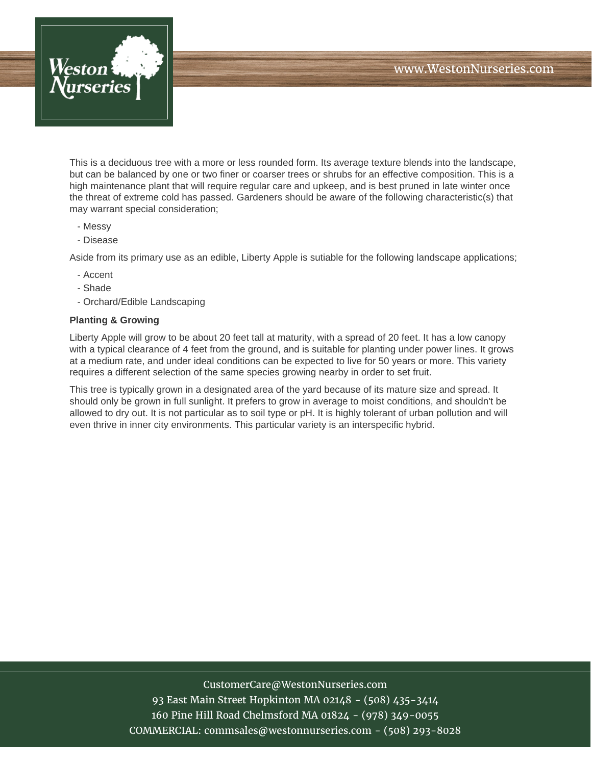This is a deciduous tree with a more or less rounded form. Its average texture blends into the landscape, but can be balanced by one or two finer or coarser trees or shrubs for an effective composition. This is a high maintenance plant that will require regular care and upkeep, and is best pruned in late winter once the threat of extreme cold has passed. Gardeners should be aware of the following characteristic(s) that may warrant special consideration;

- Messy
- Disease

Aside from its primary use as an edible, Liberty Apple is sutiable for the following landscape applications;

- Accent
- Shade
- Orchard/Edible Landscaping

**Planting & Growing**

Liberty Apple will grow to be about 20 feet tall at maturity, with a spread of 20 feet. It has a low canopy with a typical clearance of 4 feet from the ground, and is suitable for planting under power lines. It grows at a medium rate, and under ideal conditions can be expected to live for 50 years or more. This variety requires a different selection of the same species growing nearby in order to set fruit.

This tree is typically grown in a designated area of the yard because of its mature size and spread. It should only be grown in full sunlight. It prefers to grow in average to moist conditions, and shouldn't be allowed to dry out. It is not particular as to soil type or pH. It is highly tolerant of urban pollution and will even thrive in inner city environments. This particular variety is an interspecific hybrid.